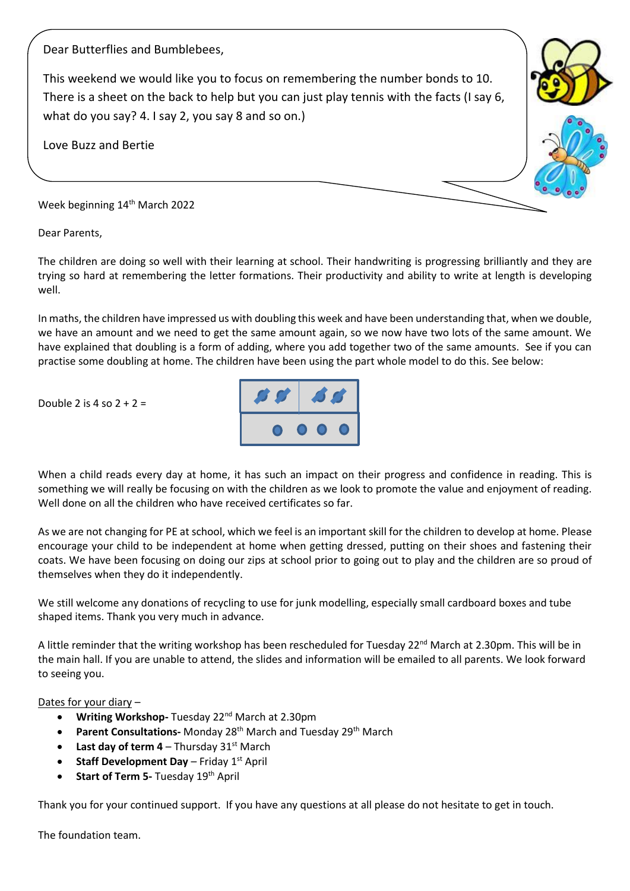Dear Butterflies and Bumblebees,

This weekend we would like you to focus on remembering the number bonds to 10. There is a sheet on the back to help but you can just play tennis with the facts (I say 6, what do you say? 4. I say 2, you say 8 and so on.)

Love Buzz and Bertie

Week beginning 14th March 2022

Dear Parents,

The children are doing so well with their learning at school. Their handwriting is progressing brilliantly and they are trying so hard at remembering the letter formations. Their productivity and ability to write at length is developing well.

In maths, the children have impressed us with doubling this week and have been understanding that, when we double, we have an amount and we need to get the same amount again, so we now have two lots of the same amount. We have explained that doubling is a form of adding, where you add together two of the same amounts. See if you can practise some doubling at home. The children have been using the part whole model to do this. See below:

Double 2 is 4 so 2 + 2 =

When a child reads every day at home, it has such an impact on their progress and confidence in reading. This is something we will really be focusing on with the children as we look to promote the value and enjoyment of reading. Well done on all the children who have received certificates so far.

As we are not changing for PE at school, which we feel is an important skill for the children to develop at home. Please encourage your child to be independent at home when getting dressed, putting on their shoes and fastening their coats. We have been focusing on doing our zips at school prior to going out to play and the children are so proud of themselves when they do it independently.

We still welcome any donations of recycling to use for junk modelling, especially small cardboard boxes and tube shaped items. Thank you very much in advance.

A little reminder that the writing workshop has been rescheduled for Tuesday 22nd March at 2.30pm. This will be in the main hall. If you are unable to attend, the slides and information will be emailed to all parents. We look forward to seeing you.

Dates for your diary –

- **Writing Workshop-** Tuesday 22nd March at 2.30pm
- **Parent Consultations-** Monday 28th March and Tuesday 29th March
- **Last day of term 4** – Thursday 31st March
- **Staff Development Day** – Friday 1st April
- **Start of Term 5-** Tuesday 19th April

Thank you for your continued support. If you have any questions at all please do not hesitate to get in touch.

The foundation team.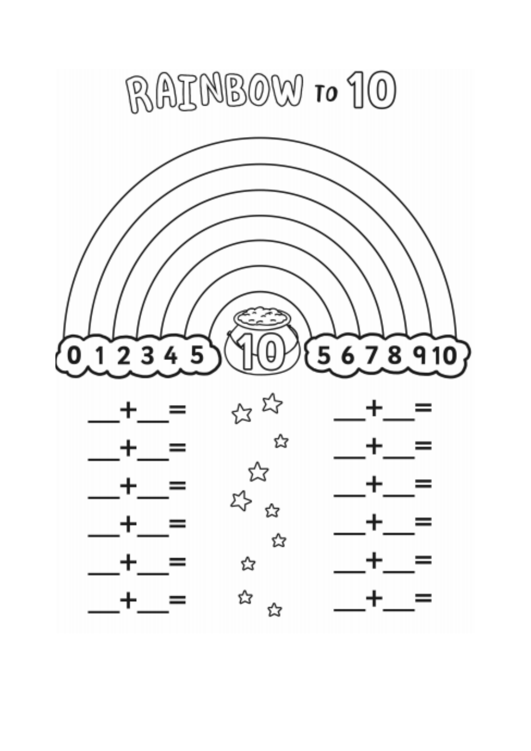# RAINBOW TO 10

0 1 2 3 4 5

10

5 6 7 8 9 10

\_\_+\_\_=

\_\_+\_\_=

\_\_+\_\_=

\_\_+\_\_=

\_\_+\_\_=

\_\_+\_\_=

\_\_+\_\_=

\_\_+\_\_=

\_\_+\_\_=

\_\_+\_\_=

\_\_+\_\_=

\_\_+\_\_=